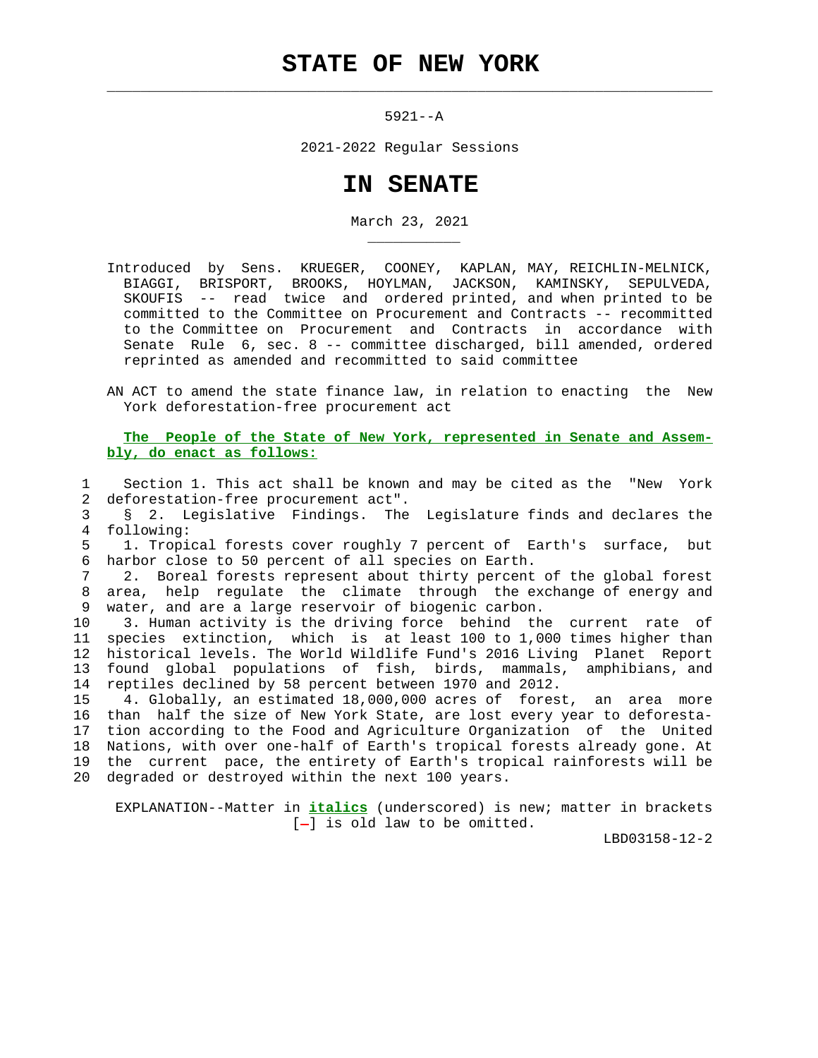# STATE OF NEW YORK

5921--A

2021-2022 Regular Sessions

# IN SENATE

March 23, 2021

Introduced by Sens. KRUEGER, COONEY, KAPLAN, MAY, REICHLIN-MELNICK, BIAGGI, BRISPORT, BROOKS, HOYLMAN, JACKSON, KAMINSKY, SEPULVEDA, SKOUFIS -- read twice and ordered printed, and when printed to be committed to the Committee on Procurement and Contracts -- recommitted to the Committee on Procurement and Contracts in accordance with Senate Rule 6, sec. 8 -- committee discharged, bill amended, ordered reprinted as amended and recommitted to said committee

AN ACT to amend the state finance law, in relation to enacting the New York deforestation-free procurement act

**The People of the State of New York, represented in Senate and Assembly, do enact as follows:**

1 Section 1. This act shall be known and may be cited as the "New York
2 deforestation-free procurement act".
3 § 2. Legislative Findings. The Legislature finds and declares the
4 following:
5 1. Tropical forests cover roughly 7 percent of Earth's surface, but
6 harbor close to 50 percent of all species on Earth.
7 2. Boreal forests represent about thirty percent of the global forest
8 area, help regulate the climate through the exchange of energy and
9 water, and are a large reservoir of biogenic carbon.
10 3. Human activity is the driving force behind the current rate of
11 species extinction, which is at least 100 to 1,000 times higher than
12 historical levels. The World Wildlife Fund's 2016 Living Planet Report
13 found global populations of fish, birds, mammals, amphibians, and
14 reptiles declined by 58 percent between 1970 and 2012.
15 4. Globally, an estimated 18,000,000 acres of forest, an area more
16 than half the size of New York State, are lost every year to deforesta-
17 tion according to the Food and Agriculture Organization of the United
18 Nations, with over one-half of Earth's tropical forests already gone. At
19 the current pace, the entirety of Earth's tropical rainforests will be
20 degraded or destroyed within the next 100 years.

EXPLANATION--Matter in *italics* (underscored) is new; matter in brackets [-] is old law to be omitted.

LBD03158-12-2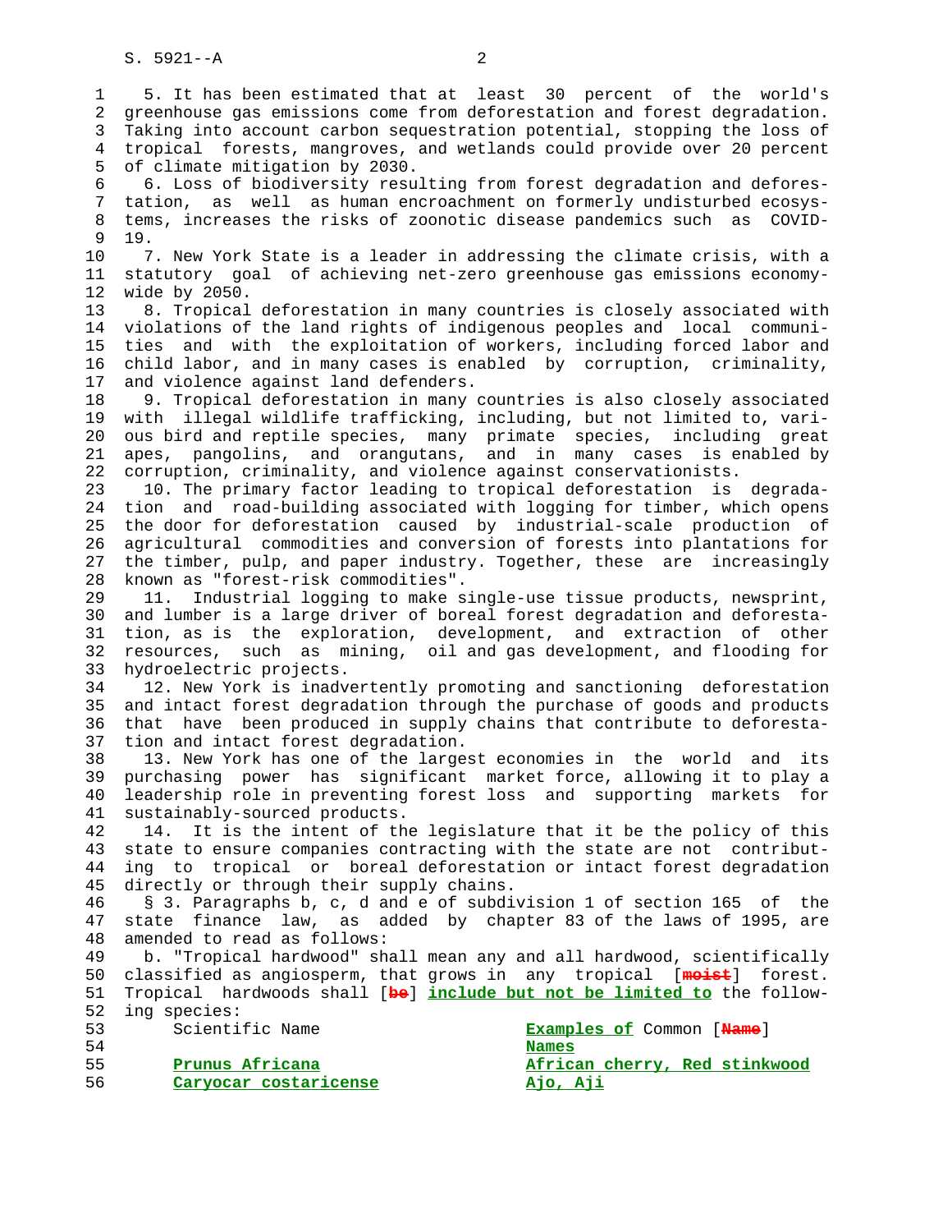5. It has been estimated that at least 30 percent of the world's greenhouse gas emissions come from deforestation and forest degradation. Taking into account carbon sequestration potential, stopping the loss of tropical forests, mangroves, and wetlands could provide over 20 percent of climate mitigation by 2030.

6. Loss of biodiversity resulting from forest degradation and deforestation, as well as human encroachment on formerly undisturbed ecosystems, increases the risks of zoonotic disease pandemics such as COVID-19.

7. New York State is a leader in addressing the climate crisis, with a statutory goal of achieving net-zero greenhouse gas emissions economy-wide by 2050.

8. Tropical deforestation in many countries is closely associated with violations of the land rights of indigenous peoples and local communities and with the exploitation of workers, including forced labor and child labor, and in many cases is enabled by corruption, criminality, and violence against land defenders.

9. Tropical deforestation in many countries is also closely associated with illegal wildlife trafficking, including, but not limited to, various bird and reptile species, many primate species, including great apes, pangolins, and orangutans, and in many cases is enabled by corruption, criminality, and violence against conservationists.

10. The primary factor leading to tropical deforestation is degradation and road-building associated with logging for timber, which opens the door for deforestation caused by industrial-scale production of agricultural commodities and conversion of forests into plantations for the timber, pulp, and paper industry. Together, these are increasingly known as "forest-risk commodities".

11. Industrial logging to make single-use tissue products, newsprint, and lumber is a large driver of boreal forest degradation and deforestation, as is the exploration, development, and extraction of other resources, such as mining, oil and gas development, and flooding for hydroelectric projects.

12. New York is inadvertently promoting and sanctioning deforestation and intact forest degradation through the purchase of goods and products that have been produced in supply chains that contribute to deforestation and intact forest degradation.

13. New York has one of the largest economies in the world and its purchasing power has significant market force, allowing it to play a leadership role in preventing forest loss and supporting markets for sustainably-sourced products.

14. It is the intent of the legislature that it be the policy of this state to ensure companies contracting with the state are not contributing to tropical or boreal deforestation or intact forest degradation directly or through their supply chains.

§ 3. Paragraphs b, c, d and e of subdivision 1 of section 165 of the state finance law, as added by chapter 83 of the laws of 1995, are amended to read as follows:

b. "Tropical hardwood" shall mean any and all hardwood, scientifically classified as angiosperm, that grows in any tropical [~~moist~~] forest. Tropical hardwoods shall [~~be~~] **include but not be limited to** the following species:

| Scientific Name | **Examples of** Common [~~Name~~] **Names** |
|---|---|
| **Prunus Africana** | **African cherry, Red stinkwood** |
| **Caryocar costaricense** | **Ajo, Aji** |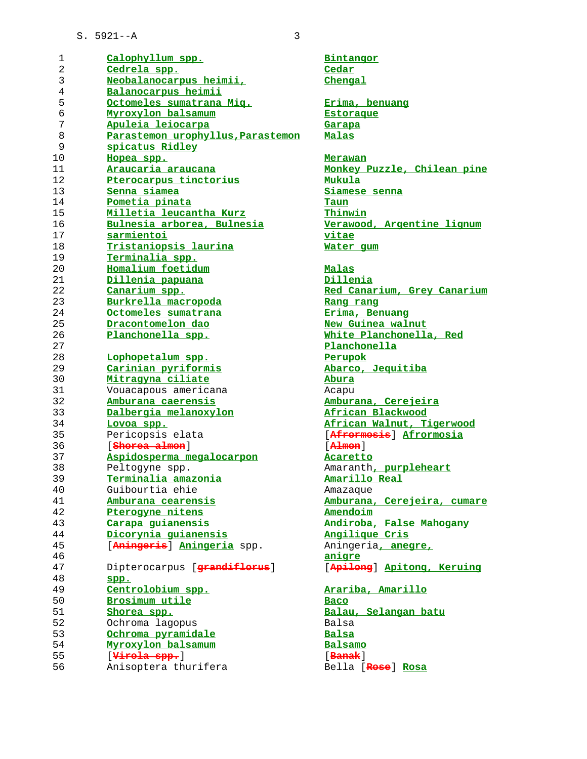| Scientific name | Common name |
|---|---|
| Calophyllum spp. | Bintangor |
| Cedrela spp. | Cedar |
| Neobalanocarpus heimii, Balanocarpus heimii | Chengal |
| Octomeles sumatrana Miq. | Erima, benuang |
| Myroxylon balsamum | Estoraque |
| Apuleia leiocarpa | Garapa |
| Parastemon urophyllus,Parastemon spicatus Ridley | Malas |
| Hopea spp. | Merawan |
| Araucaria araucana | Monkey Puzzle, Chilean pine |
| Pterocarpus tinctorius | Mukula |
| Senna siamea | Siamese senna |
| Pometia pinata | Taun |
| Milletia leucantha Kurz | Thinwin |
| Bulnesia arborea, Bulnesia sarmientoi | Verawood, Argentine lignum vitae |
| Tristaniopsis laurina | Water gum |
| Terminalia spp. | |
| Homalium foetidum | Malas |
| Dillenia papuana | Dillenia |
| Canarium spp. | Red Canarium, Grey Canarium |
| Burkrella macropoda | Rang rang |
| Octomeles sumatrana | Erima, Benuang |
| Dracontomelon dao | New Guinea walnut |
| Planchonella spp. | White Planchonella, Red Planchonella |
| Lophopetalum spp. | Perupok |
| Carinian pyriformis | Abarco, Jequitiba |
| Mitragyna ciliate | Abura |
| Vouacapous americana | Acapu |
| Amburana caerensis | Amburana, Cerejeira |
| Dalbergia melanoxylon | African Blackwood |
| Lovoa spp. | African Walnut, Tigerwood |
| Pericopsis elata | [Afrormosis] Afrormosia |
| [Shorea almon] | [Almon] |
| Aspidosperma megalocarpon | Acaretto |
| Peltogyne spp. | Amaranth, purpleheart |
| Terminalia amazonia | Amarillo Real |
| Guibourtia ehie | Amazaque |
| Amburana cearensis | Amburana, Cerejeira, cumare |
| Pterogyne nitens | Amendoim |
| Carapa guianensis | Andiroba, False Mahogany |
| Dicorynia guianensis | Angilique Cris |
| [Aningeris] Aningeria spp. | Aningeria, anegre, anigre |
| Dipterocarpus [grandiflorus] spp. | [Apilong] Apitong, Keruing |
| Centrolobium spp. | Arariba, Amarillo |
| Brosimum utile | Baco |
| Shorea spp. | Balau, Selangan batu |
| Ochroma lagopus | Balsa |
| Ochroma pyramidale | Balsa |
| Myroxylon balsamum | Balsamo |
| [Virola spp.] | [Banak] |
| Anisoptera thurifera | Bella [Rose] Rosa |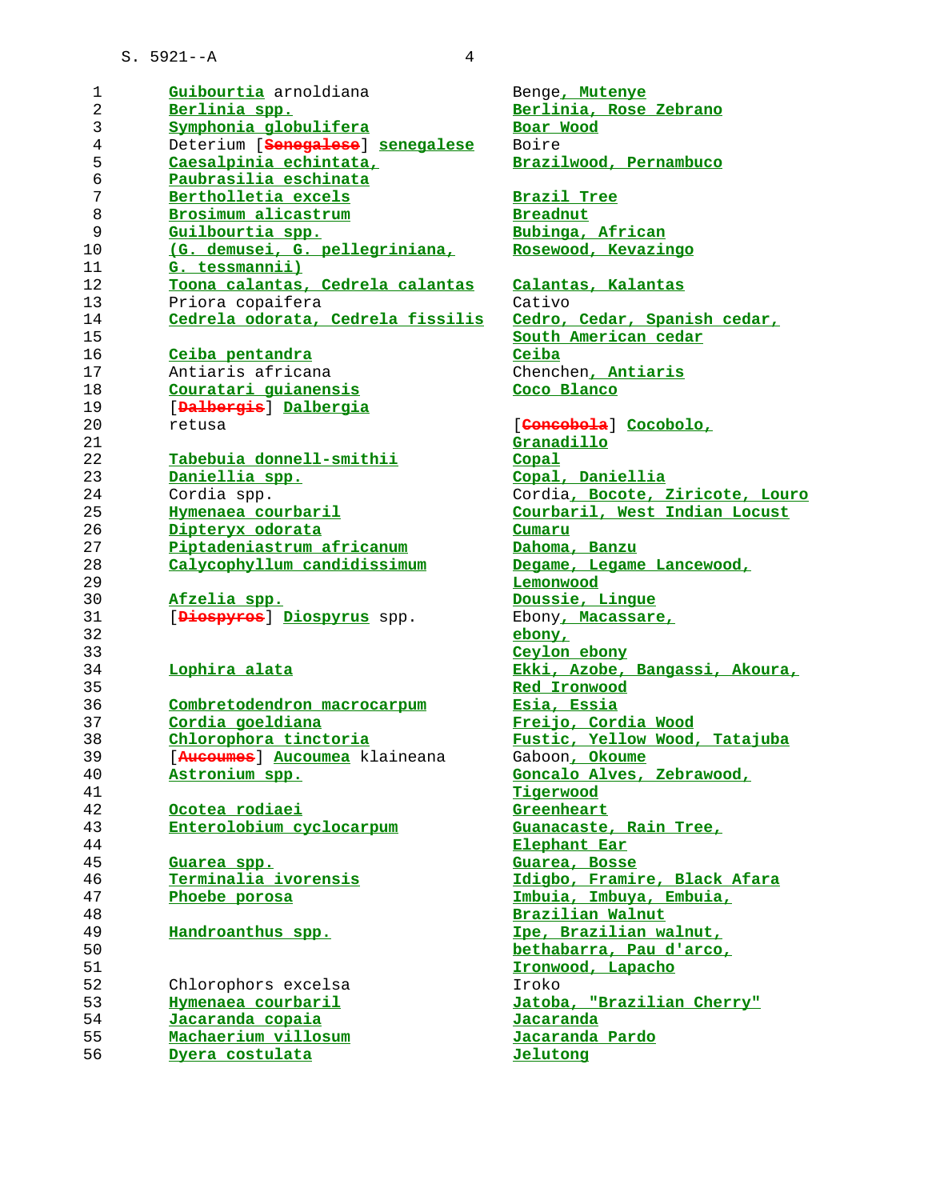| Scientific Name | Common Name |
|---|---|
| Guibourtia arnoldiana | Benge, Mutenye |
| Berlinia spp. | Berlinia, Rose Zebrano |
| Symphonia globulifera | Boar Wood |
| Deterium [Senegalese] senegalese | Boire |
| Caesalpinia echintata, Paubrasilia eschinata | Brazilwood, Pernambuco |
| Bertholletia excels | Brazil Tree |
| Brosimum alicastrum | Breadnut |
| Guilbourtia spp. (G. demusei, G. pellegriniana, G. tessmannii) | Bubinga, African Rosewood, Kevazingo |
| Toona calantas, Cedrela calantas | Calantas, Kalantas |
| Priora copaifera | Cativo |
| Cedrela odorata, Cedrela fissilis | Cedro, Cedar, Spanish cedar, South American cedar |
| Ceiba pentandra | Ceiba |
| Antiaris africana | Chenchen, Antiaris |
| Couratari guianensis | Coco Blanco |
| [Dalbergis] Dalbergia retusa | [Concobola] Cocobolo, Granadillo |
| Tabebuia donnell-smithii | Copal |
| Daniellia spp. | Copal, Daniellia |
| Cordia spp. | Cordia, Bocote, Ziricote, Louro |
| Hymenaea courbaril | Courbaril, West Indian Locust |
| Dipteryx odorata | Cumaru |
| Piptadeniastrum africanum | Dahoma, Banzu |
| Calycophyllum candidissimum | Degame, Legame Lancewood, Lemonwood |
| Afzelia spp. | Doussie, Lingue |
| [Diospyros] Diospyrus spp. | Ebony, Macassare, ebony, Ceylon ebony |
| Lophira alata | Ekki, Azobe, Bangassi, Akoura, Red Ironwood |
| Combretodendron macrocarpum | Esia, Essia |
| Cordia goeldiana | Freijo, Cordia Wood |
| Chlorophora tinctoria | Fustic, Yellow Wood, Tatajuba |
| [Aucoumes] Aucoumea klaineana | Gaboon, Okoume |
| Astronium spp. | Goncalo Alves, Zebrawood, Tigerwood |
| Ocotea rodiaei | Greenheart |
| Enterolobium cyclocarpum | Guanacaste, Rain Tree, Elephant Ear |
| Guarea spp. | Guarea, Bosse |
| Terminalia ivorensis | Idigbo, Framire, Black Afara |
| Phoebe porosa | Imbuia, Imbuya, Embuia, Brazilian Walnut |
| Handroanthus spp. | Ipe, Brazilian walnut, bethabarra, Pau d'arco, Ironwood, Lapacho |
| Chlorophors excelsa | Iroko |
| Hymenaea courbaril | Jatoba, "Brazilian Cherry" |
| Jacaranda copaia | Jacaranda |
| Machaerium villosum | Jacaranda Pardo |
| Dyera costulata | Jelutong |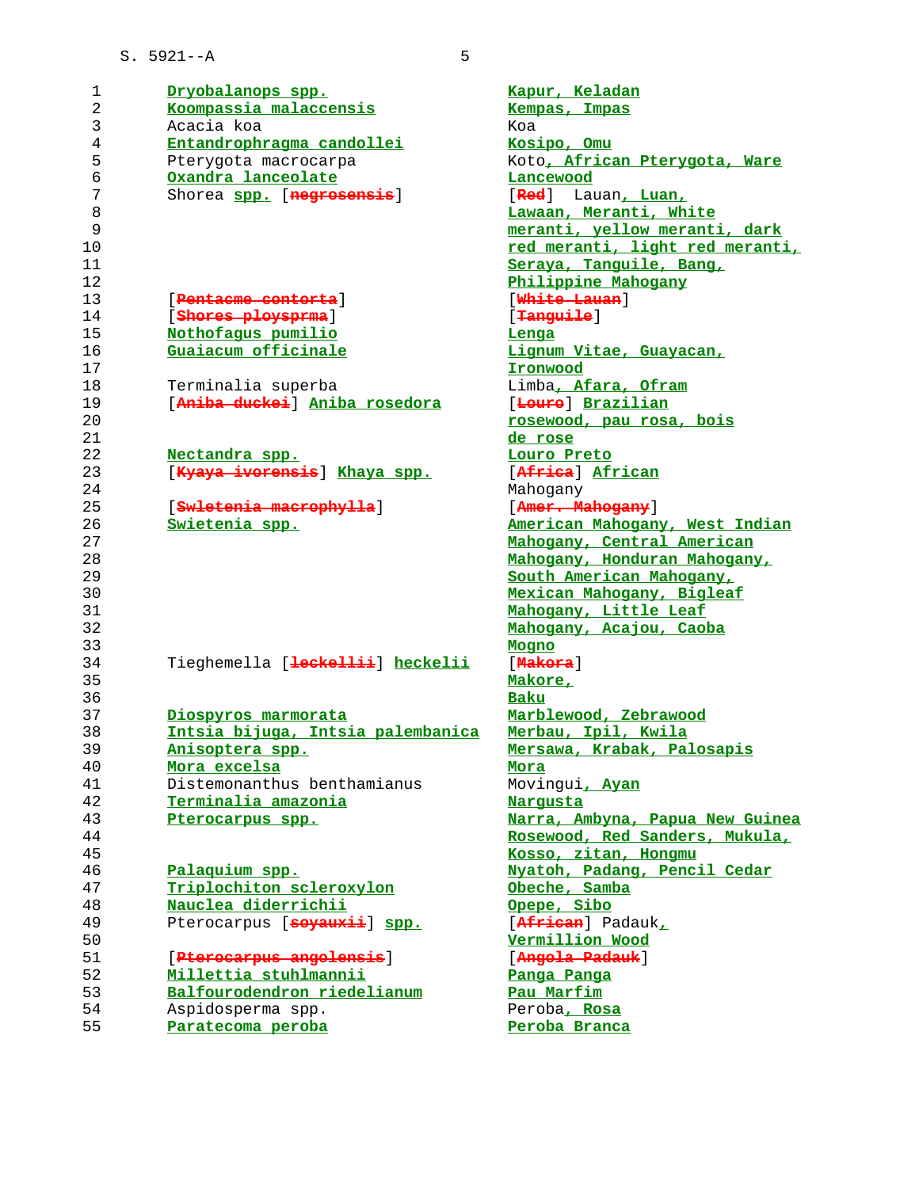| Scientific name | Common name |
|---|---|
| Dryobalanops spp. | Kapur, Keladan |
| Koompassia malaccensis | Kempas, Impas |
| Acacia koa | Koa |
| Entandrophragma candollei | Kosipo, Omu |
| Pterygota macrocarpa | Koto, African Pterygota, Ware |
| Oxandra lanceolate | Lancewood |
| Shorea spp. [negrosensis] | [Red] Lauan, Luan, Lawaan, Meranti, White meranti, yellow meranti, dark red meranti, light red meranti, Seraya, Tanguile, Bang, Philippine Mahogany |
| [Pentacme contorta] | [White Lauan] |
| [Shores ploysprma] | [Tanguile] |
| Nothofagus pumilio | Lenga |
| Guaiacum officinale | Lignum Vitae, Guayacan, Ironwood |
| Terminalia superba | Limba, Afara, Ofram |
| [Aniba duckei] Aniba rosedora | [Louro] Brazilian rosewood, pau rosa, bois de rose |
| Nectandra spp. | Louro Preto |
| [Kyaya ivorensis] Khaya spp. | [Africa] African Mahogany |
| [Swietenia macrophylla] | [Amer. Mahogany] |
| Swietenia spp. | American Mahogany, West Indian Mahogany, Central American Mahogany, Honduran Mahogany, South American Mahogany, Mexican Mahogany, Bigleaf Mahogany, Little Leaf Mahogany, Acajou, Caoba Mogno |
| Tieghemella [leckellii] heckelii | [Makora] Makore, Baku |
| Diospyros marmorata | Marblewood, Zebrawood |
| Intsia bijuga, Intsia palembanica | Merbau, Ipil, Kwila |
| Anisoptera spp. | Mersawa, Krabak, Palosapis |
| Mora excelsa | Mora |
| Distemonanthus benthamianus | Movingui, Ayan |
| Terminalia amazonia | Nargusta |
| Pterocarpus spp. | Narra, Ambyna, Papua New Guinea Rosewood, Red Sanders, Mukula, Kosso, zitan, Hongmu |
| Palaquium spp. | Nyatoh, Padang, Pencil Cedar |
| Triplochiton scleroxylon | Obeche, Samba |
| Nauclea diderrichii | Opepe, Sibo |
| Pterocarpus [soyauxii] spp. | [African] Padauk, Vermillion Wood |
| [Pterocarpus angolensis] | [Angola Padauk] |
| Milletia stuhlmannii | Panga Panga |
| Balfourodendron riedelianum | Pau Marfim |
| Aspidosperma spp. | Peroba, Rosa |
| Paratecoma peroba | Peroba Branca |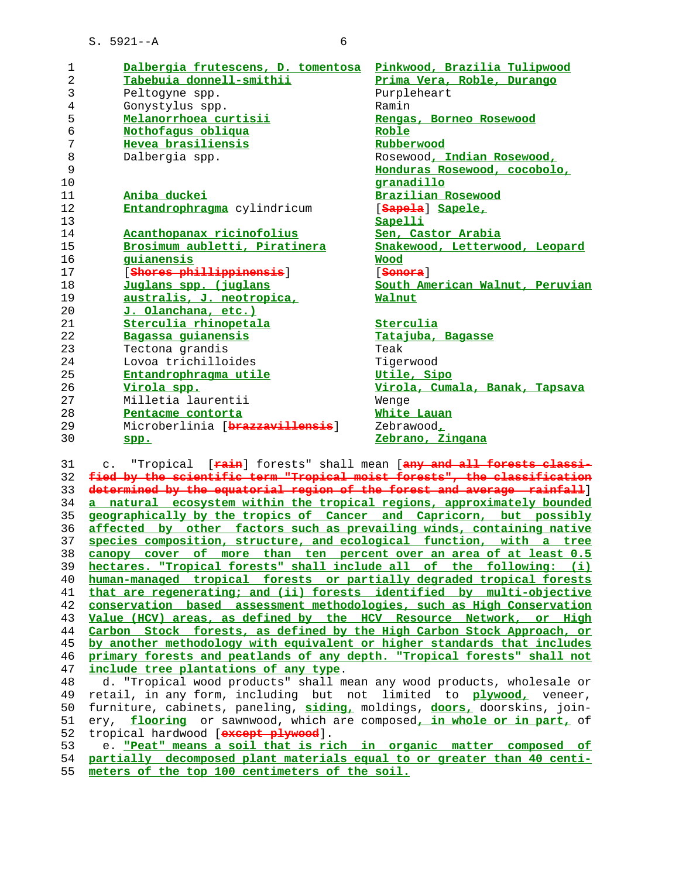| | |
|---|---|
| Dalbergia frutescens, D. tomentosa | Pinkwood, Brazilia Tulipwood |
| Tabebuia donnell-smithii | Prima Vera, Roble, Durango |
| Peltogyne spp. | Purpleheart |
| Gonystylus spp. | Ramin |
| Melanorrhoea curtisii | Rengas, Borneo Rosewood |
| Nothofagus obliqua | Roble |
| Hevea brasiliensis | Rubberwood |
| Dalbergia spp. | Rosewood, Indian Rosewood, Honduras Rosewood, cocobolo, granadillo |
| Aniba duckei | Brazilian Rosewood |
| Entandrophragma cylindricum | [Sapela] Sapele, Sapelli |
| Acanthopanax ricinofolius | Sen, Castor Arabia |
| Brosimum aubletti, Piratinera guianensis | Snakewood, Letterwood, Leopard Wood |
| [Shores phillippinensis] | [Sonora] |
| Juglans spp. (juglans australis, J. neotropica, J. Olanchana, etc.) | South American Walnut, Peruvian Walnut |
| Sterculia rhinopetala | Sterculia |
| Bagassa guianensis | Tatajuba, Bagasse |
| Tectona grandis | Teak |
| Lovoa trichilloides | Tigerwood |
| Entandrophragma utile | Utile, Sipo |
| Virola spp. | Virola, Cumala, Banak, Tapsava |
| Milletia laurentii | Wenge |
| Pentacme contorta | White Lauan |
| Microberlinia [brazzavillensis] spp. | Zebrawood, Zebrano, Zingana |

c. "Tropical [rain] forests" shall mean [any and all forests classified by the scientific term "Tropical moist forests", the classification determined by the equatorial region of the forest and average rainfall] a natural ecosystem within the tropical regions, approximately bounded geographically by the tropics of Cancer and Capricorn, but possibly affected by other factors such as prevailing winds, containing native species composition, structure, and ecological function, with a tree canopy cover of more than ten percent over an area of at least 0.5 hectares. "Tropical forests" shall include all of the following: (i) human-managed tropical forests or partially degraded tropical forests that are regenerating; and (ii) forests identified by multi-objective conservation based assessment methodologies, such as High Conservation Value (HCV) areas, as defined by the HCV Resource Network, or High Carbon Stock forests, as defined by the High Carbon Stock Approach, or by another methodology with equivalent or higher standards that includes primary forests and peatlands of any depth. "Tropical forests" shall not include tree plantations of any type.

d. "Tropical wood products" shall mean any wood products, wholesale or retail, in any form, including but not limited to plywood, veneer, furniture, cabinets, paneling, siding, moldings, doors, doorskins, joinery, flooring or sawnwood, which are composed, in whole or in part, of tropical hardwood [except plywood].

e. "Peat" means a soil that is rich in organic matter composed of partially decomposed plant materials equal to or greater than 40 centimeters of the top 100 centimeters of the soil.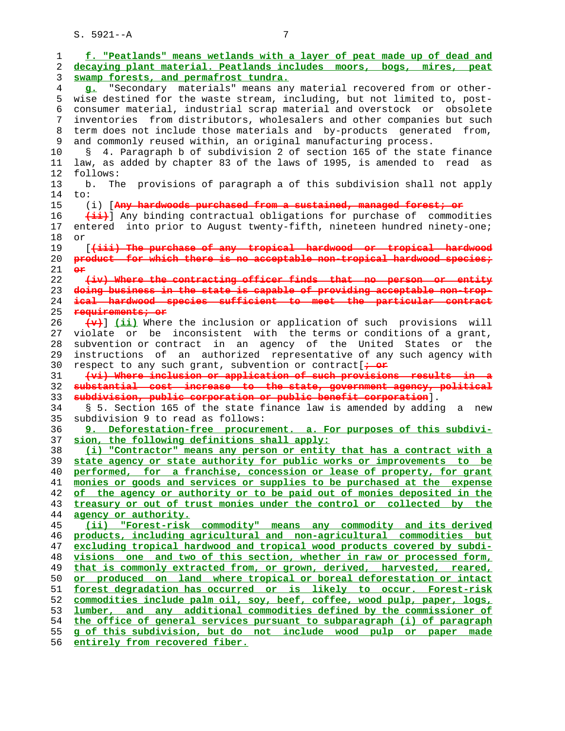f. "Peatlands" means wetlands with a layer of peat made up of dead and decaying plant material. Peatlands includes moors, bogs, mires, peat swamp forests, and permafrost tundra.

g. "Secondary materials" means any material recovered from or otherwise destined for the waste stream, including, but not limited to, post-consumer material, industrial scrap material and overstock or obsolete inventories from distributors, wholesalers and other companies but such term does not include those materials and by-products generated from, and commonly reused within, an original manufacturing process.

§ 4. Paragraph b of subdivision 2 of section 165 of the state finance law, as added by chapter 83 of the laws of 1995, is amended to read as follows:

b. The provisions of paragraph a of this subdivision shall not apply to:

(i) [~~Any hardwoods purchased from a sustained, managed forest; or~~

~~(ii)~~] Any binding contractual obligations for purchase of commodities entered into prior to August twenty-fifth, nineteen hundred ninety-one; or

[~~(iii) The purchase of any tropical hardwood or tropical hardwood product for which there is no acceptable non-tropical hardwood species; or~~

~~(iv) Where the contracting officer finds that no person or entity doing business in the state is capable of providing acceptable non-tropical hardwood species sufficient to meet the particular contract requirements; or~~

~~(v)~~] (ii) Where the inclusion or application of such provisions will violate or be inconsistent with the terms or conditions of a grant, subvention or contract in an agency of the United States or the instructions of an authorized representative of any such agency with respect to any such grant, subvention or contract[~~; or~~

~~(vi) Where inclusion or application of such provisions results in a substantial cost increase to the state, government agency, political subdivision, public corporation or public benefit corporation~~].

§ 5. Section 165 of the state finance law is amended by adding a new subdivision 9 to read as follows:

9. Deforestation-free procurement. a. For purposes of this subdivision, the following definitions shall apply:

(i) "Contractor" means any person or entity that has a contract with a state agency or state authority for public works or improvements to be performed, for a franchise, concession or lease of property, for grant monies or goods and services or supplies to be purchased at the expense of the agency or authority or to be paid out of monies deposited in the treasury or out of trust monies under the control or collected by the agency or authority.

(ii) "Forest-risk commodity" means any commodity and its derived products, including agricultural and non-agricultural commodities but excluding tropical hardwood and tropical wood products covered by subdivisions one and two of this section, whether in raw or processed form, that is commonly extracted from, or grown, derived, harvested, reared, or produced on land where tropical or boreal deforestation or intact forest degradation has occurred or is likely to occur. Forest-risk commodities include palm oil, soy, beef, coffee, wood pulp, paper, logs, lumber, and any additional commodities defined by the commissioner of the office of general services pursuant to subparagraph (i) of paragraph g of this subdivision, but do not include wood pulp or paper made entirely from recovered fiber.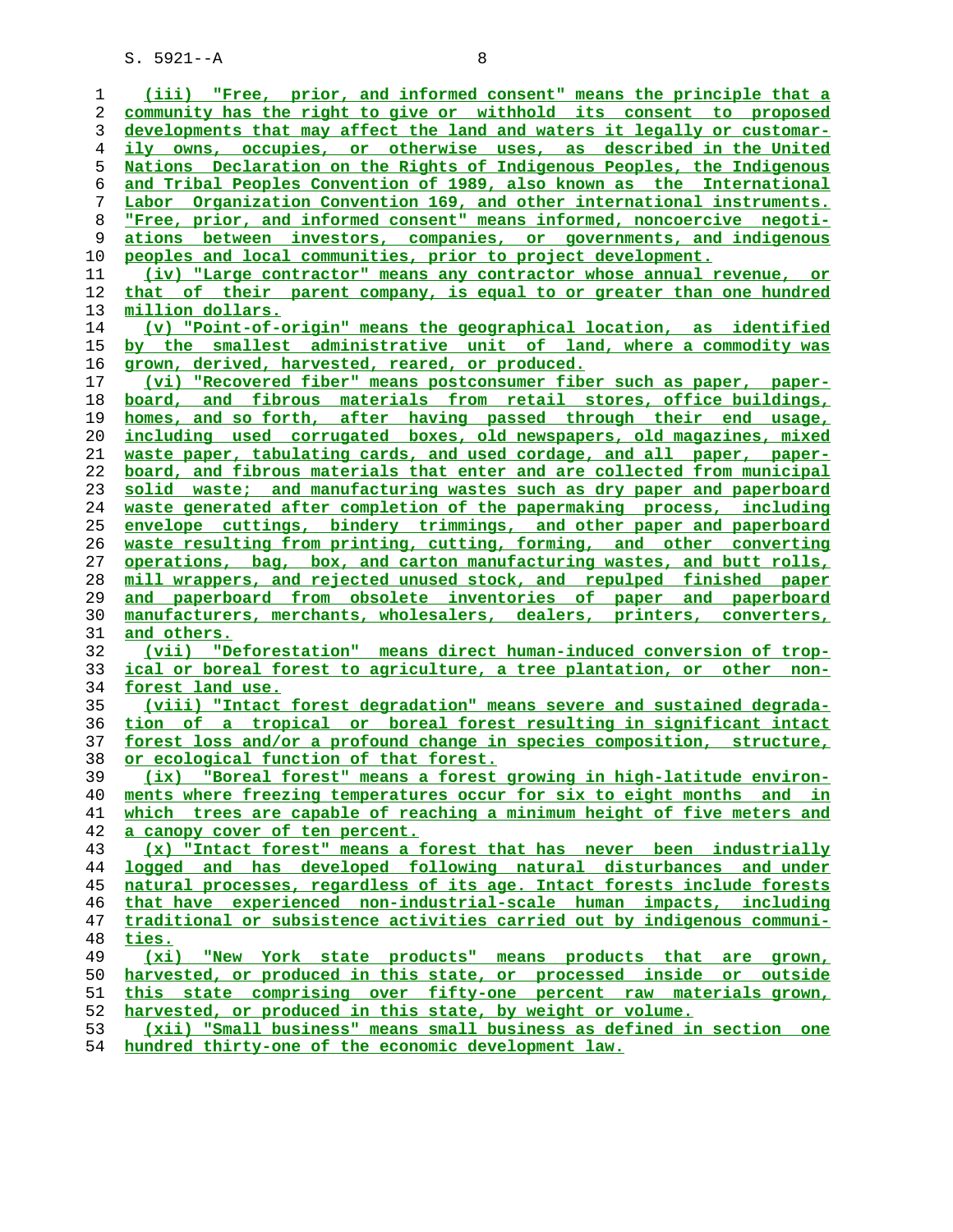(iii) "Free, prior, and informed consent" means the principle that a community has the right to give or withhold its consent to proposed developments that may affect the land and waters it legally or customarily owns, occupies, or otherwise uses, as described in the United Nations Declaration on the Rights of Indigenous Peoples, the Indigenous and Tribal Peoples Convention of 1989, also known as the International Labor Organization Convention 169, and other international instruments. "Free, prior, and informed consent" means informed, noncoercive negotiations between investors, companies, or governments, and indigenous peoples and local communities, prior to project development.

(iv) "Large contractor" means any contractor whose annual revenue, or that of their parent company, is equal to or greater than one hundred million dollars.

(v) "Point-of-origin" means the geographical location, as identified by the smallest administrative unit of land, where a commodity was grown, derived, harvested, reared, or produced.

(vi) "Recovered fiber" means postconsumer fiber such as paper, paperboard, and fibrous materials from retail stores, office buildings, homes, and so forth, after having passed through their end usage, including used corrugated boxes, old newspapers, old magazines, mixed waste paper, tabulating cards, and used cordage, and all paper, paperboard, and fibrous materials that enter and are collected from municipal solid waste; and manufacturing wastes such as dry paper and paperboard waste generated after completion of the papermaking process, including envelope cuttings, bindery trimmings, and other paper and paperboard waste resulting from printing, cutting, forming, and other converting operations, bag, box, and carton manufacturing wastes, and butt rolls, mill wrappers, and rejected unused stock, and repulped finished paper and paperboard from obsolete inventories of paper and paperboard manufacturers, merchants, wholesalers, dealers, printers, converters, and others.

(vii) "Deforestation" means direct human-induced conversion of tropical or boreal forest to agriculture, a tree plantation, or other non-forest land use.

(viii) "Intact forest degradation" means severe and sustained degradation of a tropical or boreal forest resulting in significant intact forest loss and/or a profound change in species composition, structure, or ecological function of that forest.

(ix) "Boreal forest" means a forest growing in high-latitude environments where freezing temperatures occur for six to eight months and in which trees are capable of reaching a minimum height of five meters and a canopy cover of ten percent.

(x) "Intact forest" means a forest that has never been industrially logged and has developed following natural disturbances and under natural processes, regardless of its age. Intact forests include forests that have experienced non-industrial-scale human impacts, including traditional or subsistence activities carried out by indigenous communities.

(xi) "New York state products" means products that are grown, harvested, or produced in this state, or processed inside or outside this state comprising over fifty-one percent raw materials grown, harvested, or produced in this state, by weight or volume.

(xii) "Small business" means small business as defined in section one hundred thirty-one of the economic development law.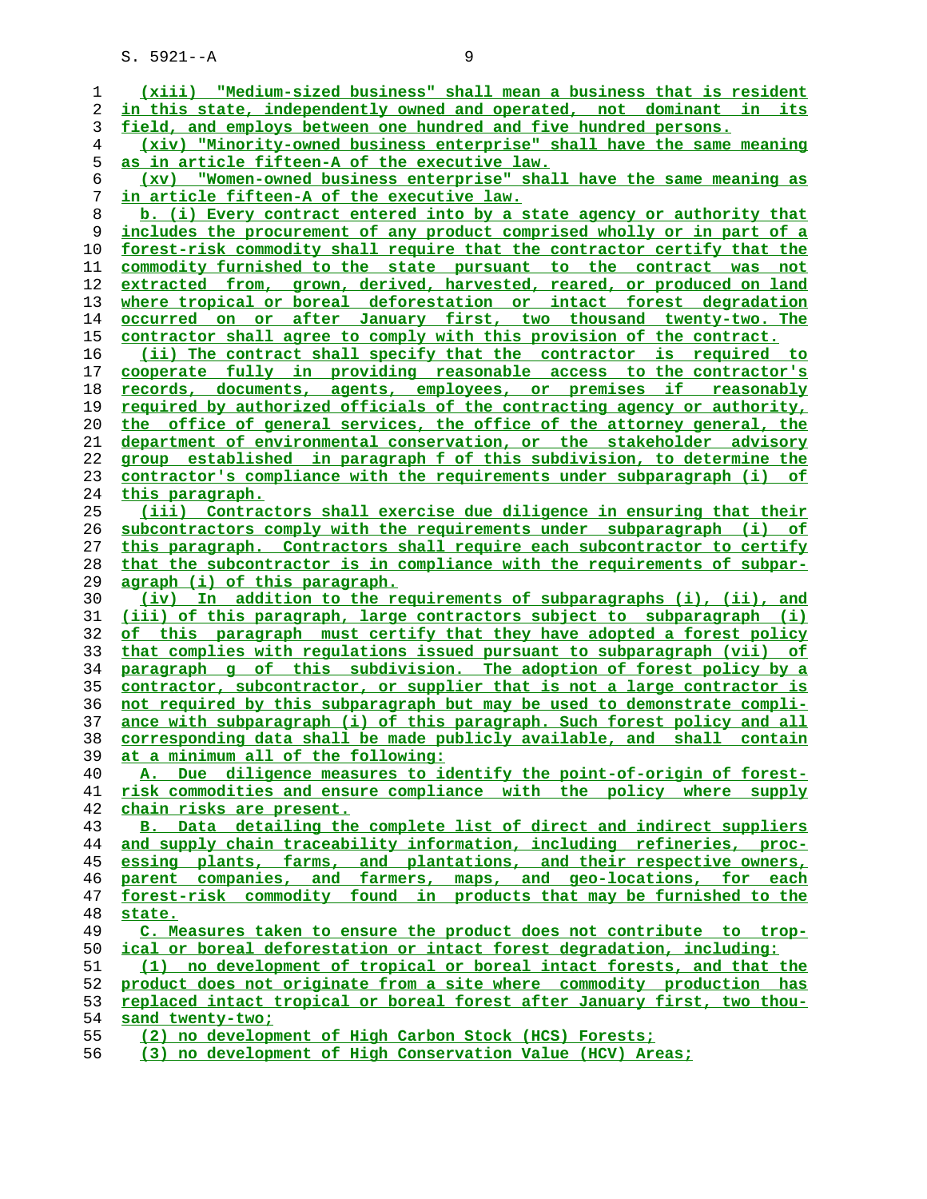(xiii) "Medium-sized business" shall mean a business that is resident in this state, independently owned and operated, not dominant in its field, and employs between one hundred and five hundred persons.

(xiv) "Minority-owned business enterprise" shall have the same meaning as in article fifteen-A of the executive law.

(xv) "Women-owned business enterprise" shall have the same meaning as in article fifteen-A of the executive law.

b. (i) Every contract entered into by a state agency or authority that includes the procurement of any product comprised wholly or in part of a forest-risk commodity shall require that the contractor certify that the commodity furnished to the state pursuant to the contract was not extracted from, grown, derived, harvested, reared, or produced on land where tropical or boreal deforestation or intact forest degradation occurred on or after January first, two thousand twenty-two. The contractor shall agree to comply with this provision of the contract.

(ii) The contract shall specify that the contractor is required to cooperate fully in providing reasonable access to the contractor's records, documents, agents, employees, or premises if reasonably required by authorized officials of the contracting agency or authority, the office of general services, the office of the attorney general, the department of environmental conservation, or the stakeholder advisory group established in paragraph f of this subdivision, to determine the contractor's compliance with the requirements under subparagraph (i) of this paragraph.

(iii) Contractors shall exercise due diligence in ensuring that their subcontractors comply with the requirements under subparagraph (i) of this paragraph. Contractors shall require each subcontractor to certify that the subcontractor is in compliance with the requirements of subparagraph (i) of this paragraph.

(iv) In addition to the requirements of subparagraphs (i), (ii), and (iii) of this paragraph, large contractors subject to subparagraph (i) of this paragraph must certify that they have adopted a forest policy that complies with regulations issued pursuant to subparagraph (vii) of paragraph g of this subdivision. The adoption of forest policy by a contractor, subcontractor, or supplier that is not a large contractor is not required by this subparagraph but may be used to demonstrate compliance with subparagraph (i) of this paragraph. Such forest policy and all corresponding data shall be made publicly available, and shall contain at a minimum all of the following:

A. Due diligence measures to identify the point-of-origin of forest-risk commodities and ensure compliance with the policy where supply chain risks are present.

B. Data detailing the complete list of direct and indirect suppliers and supply chain traceability information, including refineries, processing plants, farms, and plantations, and their respective owners, parent companies, and farmers, maps, and geo-locations, for each forest-risk commodity found in products that may be furnished to the state.

C. Measures taken to ensure the product does not contribute to tropical or boreal deforestation or intact forest degradation, including:

(1) no development of tropical or boreal intact forests, and that the product does not originate from a site where commodity production has replaced intact tropical or boreal forest after January first, two thousand twenty-two;

(2) no development of High Carbon Stock (HCS) Forests;

(3) no development of High Conservation Value (HCV) Areas;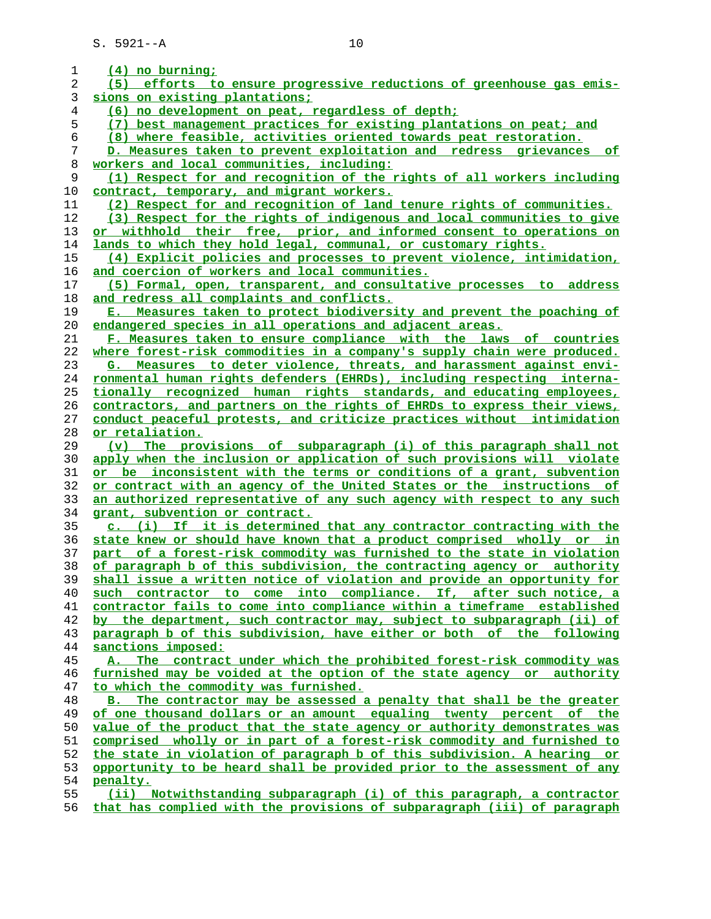(4) no burning;

(5) efforts to ensure progressive reductions of greenhouse gas emissions on existing plantations;

(6) no development on peat, regardless of depth;

(7) best management practices for existing plantations on peat; and

(8) where feasible, activities oriented towards peat restoration.

D. Measures taken to prevent exploitation and redress grievances of workers and local communities, including:

(1) Respect for and recognition of the rights of all workers including contract, temporary, and migrant workers.

(2) Respect for and recognition of land tenure rights of communities.

(3) Respect for the rights of indigenous and local communities to give or withhold their free, prior, and informed consent to operations on lands to which they hold legal, communal, or customary rights.

(4) Explicit policies and processes to prevent violence, intimidation, and coercion of workers and local communities.

(5) Formal, open, transparent, and consultative processes to address and redress all complaints and conflicts.

E. Measures taken to protect biodiversity and prevent the poaching of endangered species in all operations and adjacent areas.

F. Measures taken to ensure compliance with the laws of countries where forest-risk commodities in a company's supply chain were produced.

G. Measures to deter violence, threats, and harassment against environmental human rights defenders (EHRDs), including respecting internationally recognized human rights standards, and educating employees, contractors, and partners on the rights of EHRDs to express their views, conduct peaceful protests, and criticize practices without intimidation or retaliation.

(v) The provisions of subparagraph (i) of this paragraph shall not apply when the inclusion or application of such provisions will violate or be inconsistent with the terms or conditions of a grant, subvention or contract with an agency of the United States or the instructions of an authorized representative of any such agency with respect to any such grant, subvention or contract.

c. (i) If it is determined that any contractor contracting with the state knew or should have known that a product comprised wholly or in part of a forest-risk commodity was furnished to the state in violation of paragraph b of this subdivision, the contracting agency or authority shall issue a written notice of violation and provide an opportunity for such contractor to come into compliance. If, after such notice, a contractor fails to come into compliance within a timeframe established by the department, such contractor may, subject to subparagraph (ii) of paragraph b of this subdivision, have either or both of the following sanctions imposed:

A. The contract under which the prohibited forest-risk commodity was furnished may be voided at the option of the state agency or authority to which the commodity was furnished.

B. The contractor may be assessed a penalty that shall be the greater of one thousand dollars or an amount equaling twenty percent of the value of the product that the state agency or authority demonstrates was comprised wholly or in part of a forest-risk commodity and furnished to the state in violation of paragraph b of this subdivision. A hearing or opportunity to be heard shall be provided prior to the assessment of any penalty.

(ii) Notwithstanding subparagraph (i) of this paragraph, a contractor that has complied with the provisions of subparagraph (iii) of paragraph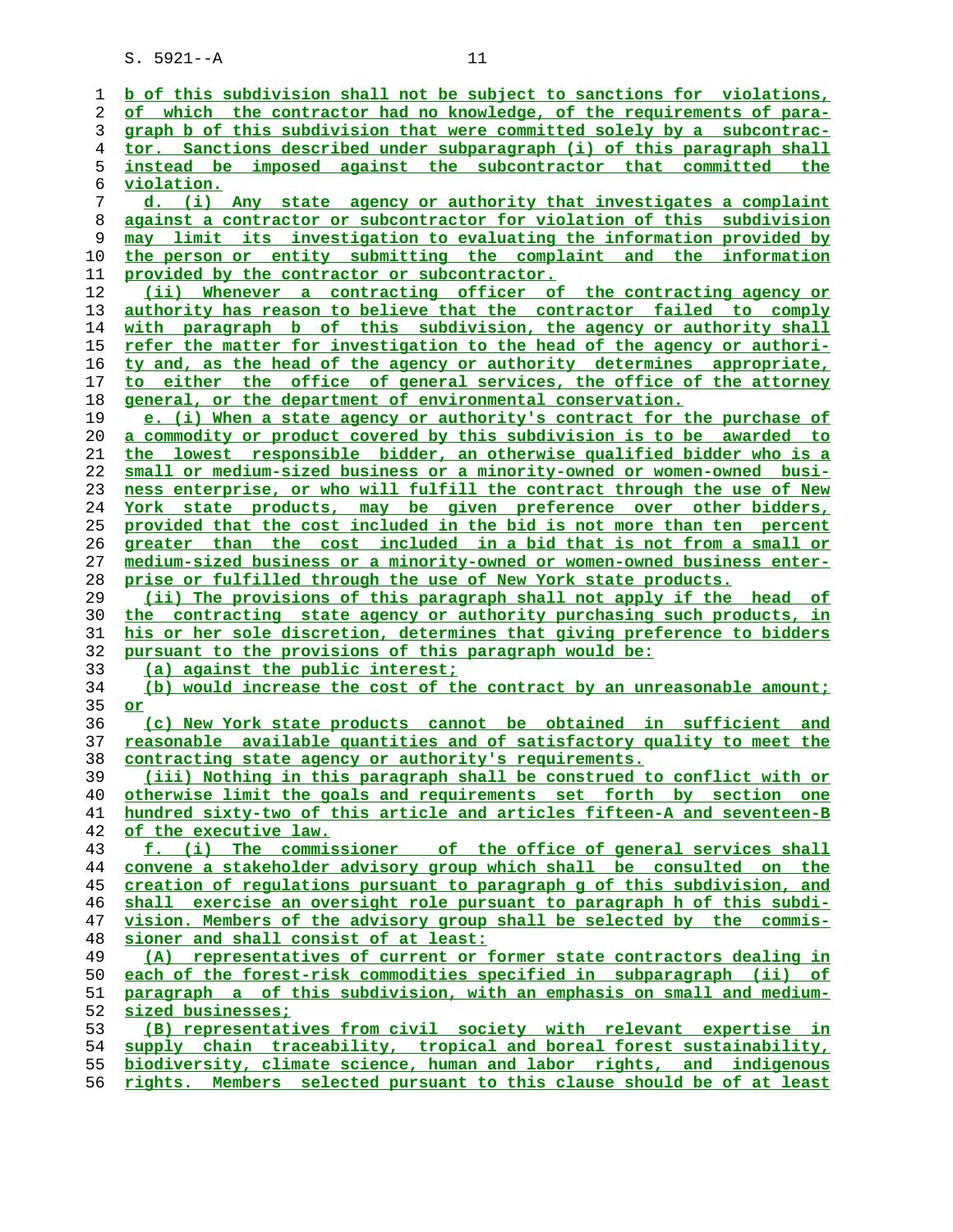b of this subdivision shall not be subject to sanctions for violations, of which the contractor had no knowledge, of the requirements of paragraph b of this subdivision that were committed solely by a subcontractor. Sanctions described under subparagraph (i) of this paragraph shall instead be imposed against the subcontractor that committed the violation.

d. (i) Any state agency or authority that investigates a complaint against a contractor or subcontractor for violation of this subdivision may limit its investigation to evaluating the information provided by the person or entity submitting the complaint and the information provided by the contractor or subcontractor.

(ii) Whenever a contracting officer of the contracting agency or authority has reason to believe that the contractor failed to comply with paragraph b of this subdivision, the agency or authority shall refer the matter for investigation to the head of the agency or authority and, as the head of the agency or authority determines appropriate, to either the office of general services, the office of the attorney general, or the department of environmental conservation.

e. (i) When a state agency or authority's contract for the purchase of a commodity or product covered by this subdivision is to be awarded to the lowest responsible bidder, an otherwise qualified bidder who is a small or medium-sized business or a minority-owned or women-owned business enterprise, or who will fulfill the contract through the use of New York state products, may be given preference over other bidders, provided that the cost included in the bid is not more than ten percent greater than the cost included in a bid that is not from a small or medium-sized business or a minority-owned or women-owned business enterprise or fulfilled through the use of New York state products.

(ii) The provisions of this paragraph shall not apply if the head of the contracting state agency or authority purchasing such products, in his or her sole discretion, determines that giving preference to bidders pursuant to the provisions of this paragraph would be:

(a) against the public interest;

(b) would increase the cost of the contract by an unreasonable amount; or

(c) New York state products cannot be obtained in sufficient and reasonable available quantities and of satisfactory quality to meet the contracting state agency or authority's requirements.

(iii) Nothing in this paragraph shall be construed to conflict with or otherwise limit the goals and requirements set forth by section one hundred sixty-two of this article and articles fifteen-A and seventeen-B of the executive law.

f. (i) The commissioner of the office of general services shall convene a stakeholder advisory group which shall be consulted on the creation of regulations pursuant to paragraph g of this subdivision, and shall exercise an oversight role pursuant to paragraph h of this subdivision. Members of the advisory group shall be selected by the commissioner and shall consist of at least:

(A) representatives of current or former state contractors dealing in each of the forest-risk commodities specified in subparagraph (ii) of paragraph a of this subdivision, with an emphasis on small and medium-sized businesses;

(B) representatives from civil society with relevant expertise in supply chain traceability, tropical and boreal forest sustainability, biodiversity, climate science, human and labor rights, and indigenous rights. Members selected pursuant to this clause should be of at least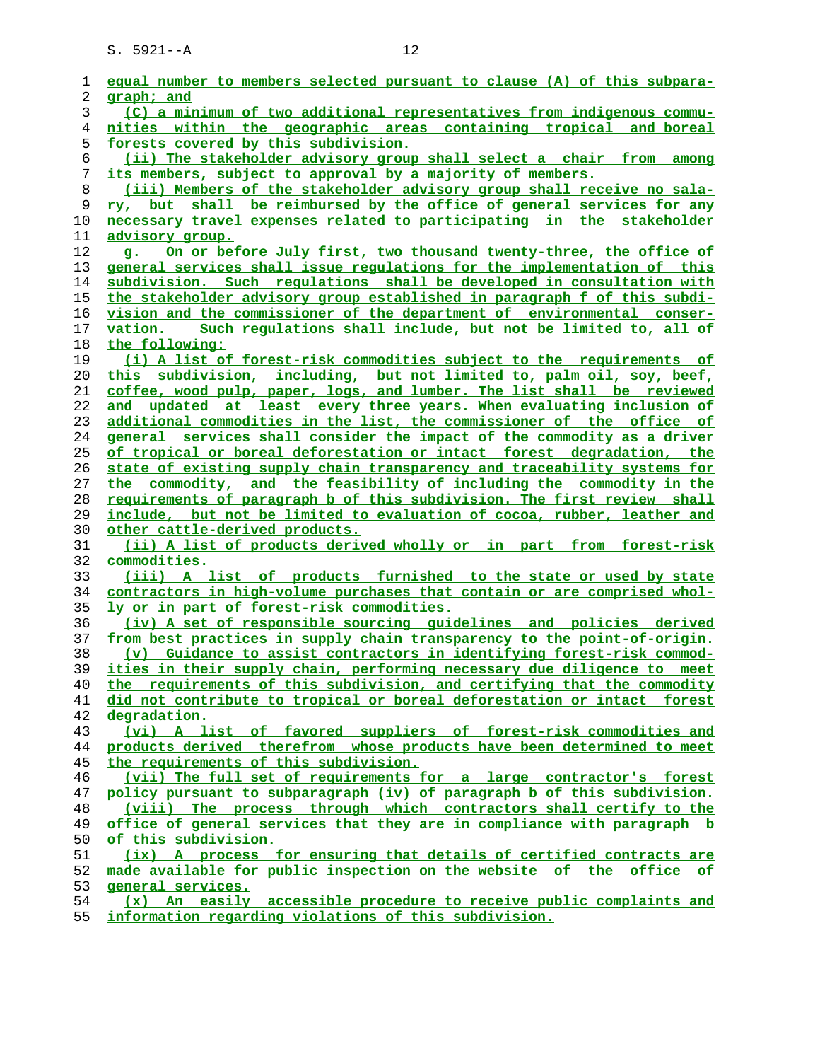equal number to members selected pursuant to clause (A) of this subparagraph; and

(C) a minimum of two additional representatives from indigenous communities within the geographic areas containing tropical and boreal forests covered by this subdivision.

(ii) The stakeholder advisory group shall select a chair from among its members, subject to approval by a majority of members.

(iii) Members of the stakeholder advisory group shall receive no salary, but shall be reimbursed by the office of general services for any necessary travel expenses related to participating in the stakeholder advisory group.

g. On or before July first, two thousand twenty-three, the office of general services shall issue regulations for the implementation of this subdivision. Such regulations shall be developed in consultation with the stakeholder advisory group established in paragraph f of this subdivision and the commissioner of the department of environmental conservation. Such regulations shall include, but not be limited to, all of the following:

(i) A list of forest-risk commodities subject to the requirements of this subdivision, including, but not limited to, palm oil, soy, beef, coffee, wood pulp, paper, logs, and lumber. The list shall be reviewed and updated at least every three years. When evaluating inclusion of additional commodities in the list, the commissioner of the office of general services shall consider the impact of the commodity as a driver of tropical or boreal deforestation or intact forest degradation, the state of existing supply chain transparency and traceability systems for the commodity, and the feasibility of including the commodity in the requirements of paragraph b of this subdivision. The first review shall include, but not be limited to evaluation of cocoa, rubber, leather and other cattle-derived products.

(ii) A list of products derived wholly or in part from forest-risk commodities.

(iii) A list of products furnished to the state or used by state contractors in high-volume purchases that contain or are comprised wholly or in part of forest-risk commodities.

(iv) A set of responsible sourcing guidelines and policies derived from best practices in supply chain transparency to the point-of-origin.

(v) Guidance to assist contractors in identifying forest-risk commodities in their supply chain, performing necessary due diligence to meet the requirements of this subdivision, and certifying that the commodity did not contribute to tropical or boreal deforestation or intact forest degradation.

(vi) A list of favored suppliers of forest-risk commodities and products derived therefrom whose products have been determined to meet the requirements of this subdivision.

(vii) The full set of requirements for a large contractor's forest policy pursuant to subparagraph (iv) of paragraph b of this subdivision.

(viii) The process through which contractors shall certify to the office of general services that they are in compliance with paragraph b of this subdivision.

(ix) A process for ensuring that details of certified contracts are made available for public inspection on the website of the office of general services.

(x) An easily accessible procedure to receive public complaints and information regarding violations of this subdivision.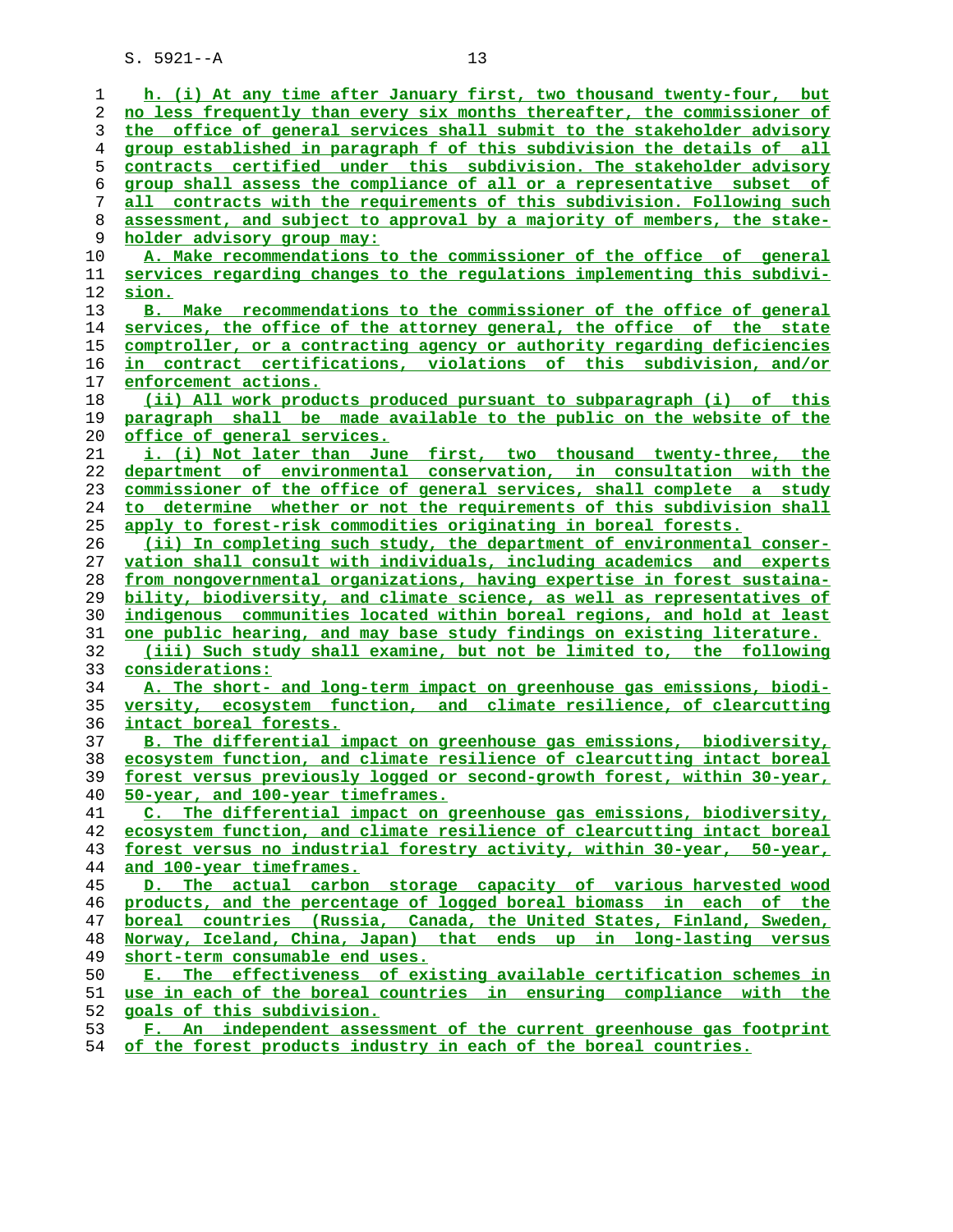h. (i) At any time after January first, two thousand twenty-four, but no less frequently than every six months thereafter, the commissioner of the office of general services shall submit to the stakeholder advisory group established in paragraph f of this subdivision the details of all contracts certified under this subdivision. The stakeholder advisory group shall assess the compliance of all or a representative subset of all contracts with the requirements of this subdivision. Following such assessment, and subject to approval by a majority of members, the stakeholder advisory group may:

A. Make recommendations to the commissioner of the office of general services regarding changes to the regulations implementing this subdivision.

B. Make recommendations to the commissioner of the office of general services, the office of the attorney general, the office of the state comptroller, or a contracting agency or authority regarding deficiencies in contract certifications, violations of this subdivision, and/or enforcement actions.

(ii) All work products produced pursuant to subparagraph (i) of this paragraph shall be made available to the public on the website of the office of general services.

i. (i) Not later than June first, two thousand twenty-three, the department of environmental conservation, in consultation with the commissioner of the office of general services, shall complete a study to determine whether or not the requirements of this subdivision shall apply to forest-risk commodities originating in boreal forests.

(ii) In completing such study, the department of environmental conservation shall consult with individuals, including academics and experts from nongovernmental organizations, having expertise in forest sustainability, biodiversity, and climate science, as well as representatives of indigenous communities located within boreal regions, and hold at least one public hearing, and may base study findings on existing literature.

(iii) Such study shall examine, but not be limited to, the following considerations:

A. The short- and long-term impact on greenhouse gas emissions, biodiversity, ecosystem function, and climate resilience, of clearcutting intact boreal forests.

B. The differential impact on greenhouse gas emissions, biodiversity, ecosystem function, and climate resilience of clearcutting intact boreal forest versus previously logged or second-growth forest, within 30-year, 50-year, and 100-year timeframes.

C. The differential impact on greenhouse gas emissions, biodiversity, ecosystem function, and climate resilience of clearcutting intact boreal forest versus no industrial forestry activity, within 30-year, 50-year, and 100-year timeframes.

D. The actual carbon storage capacity of various harvested wood products, and the percentage of logged boreal biomass in each of the boreal countries (Russia, Canada, the United States, Finland, Sweden, Norway, Iceland, China, Japan) that ends up in long-lasting versus short-term consumable end uses.

E. The effectiveness of existing available certification schemes in use in each of the boreal countries in ensuring compliance with the goals of this subdivision.

F. An independent assessment of the current greenhouse gas footprint of the forest products industry in each of the boreal countries.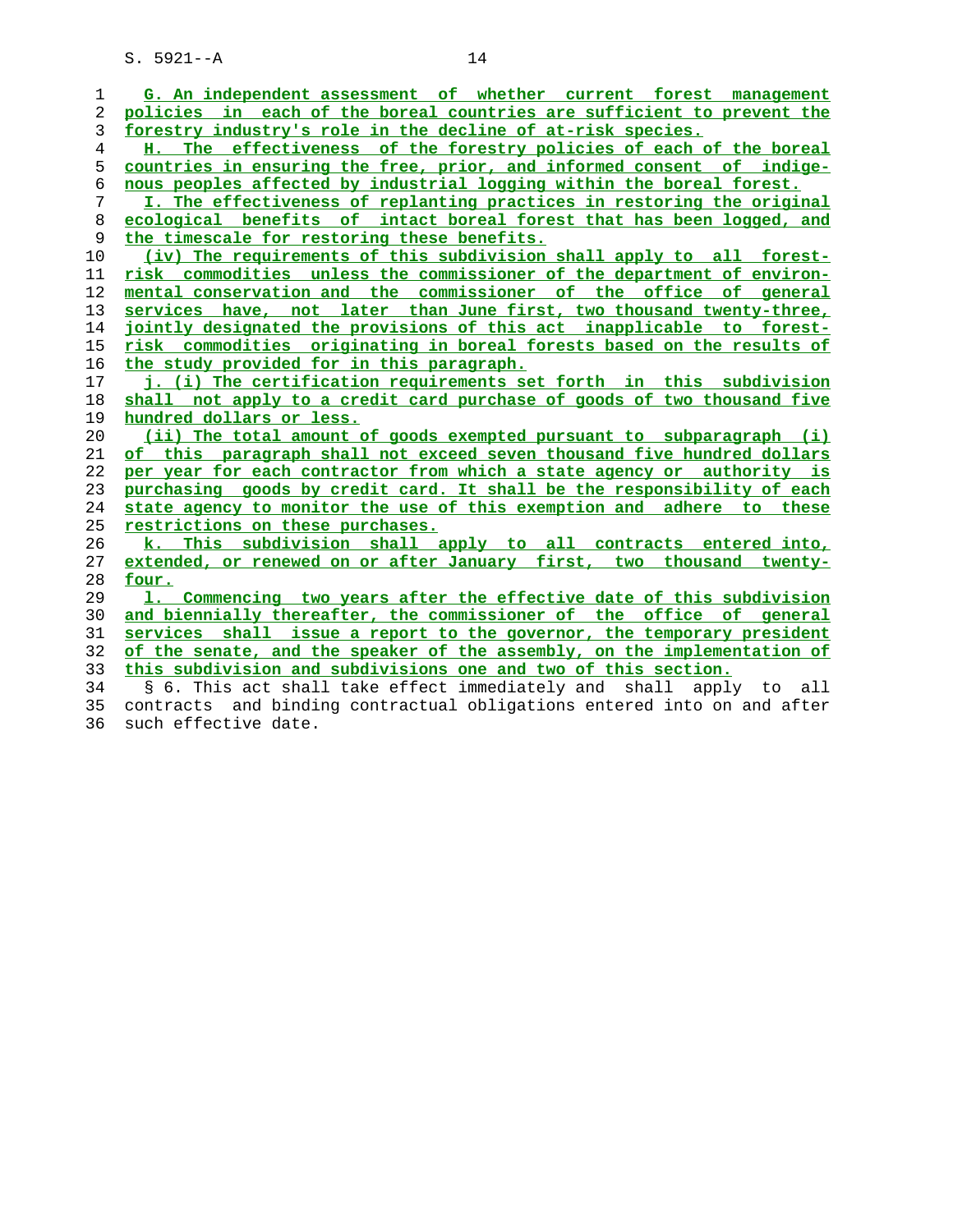G. An independent assessment of whether current forest management policies in each of the boreal countries are sufficient to prevent the forestry industry's role in the decline of at-risk species.

H. The effectiveness of the forestry policies of each of the boreal countries in ensuring the free, prior, and informed consent of indigenous peoples affected by industrial logging within the boreal forest.

I. The effectiveness of replanting practices in restoring the original ecological benefits of intact boreal forest that has been logged, and the timescale for restoring these benefits.

(iv) The requirements of this subdivision shall apply to all forest-risk commodities unless the commissioner of the department of environmental conservation and the commissioner of the office of general services have, not later than June first, two thousand twenty-three, jointly designated the provisions of this act inapplicable to forest-risk commodities originating in boreal forests based on the results of the study provided for in this paragraph.

j. (i) The certification requirements set forth in this subdivision shall not apply to a credit card purchase of goods of two thousand five hundred dollars or less.

(ii) The total amount of goods exempted pursuant to subparagraph (i) of this paragraph shall not exceed seven thousand five hundred dollars per year for each contractor from which a state agency or authority is purchasing goods by credit card. It shall be the responsibility of each state agency to monitor the use of this exemption and adhere to these restrictions on these purchases.

k. This subdivision shall apply to all contracts entered into, extended, or renewed on or after January first, two thousand twenty-four.

l. Commencing two years after the effective date of this subdivision and biennially thereafter, the commissioner of the office of general services shall issue a report to the governor, the temporary president of the senate, and the speaker of the assembly, on the implementation of this subdivision and subdivisions one and two of this section.

§ 6. This act shall take effect immediately and shall apply to all contracts and binding contractual obligations entered into on and after such effective date.